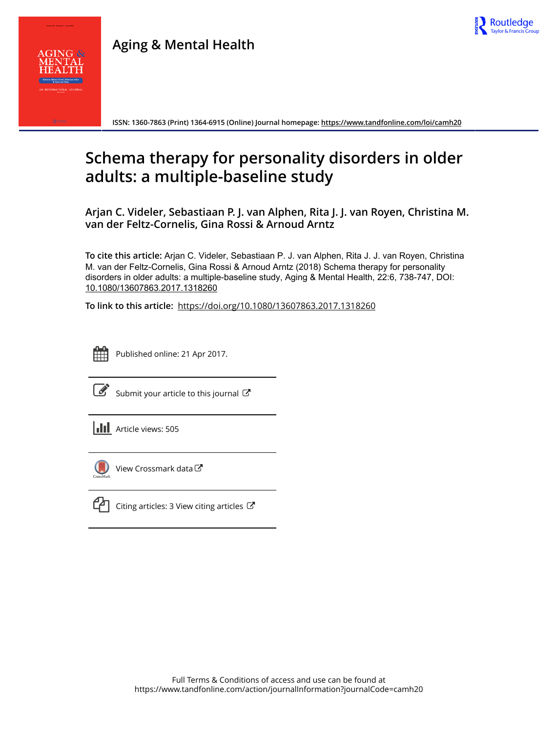# Aging & Mental Health

ISSN: 1360-7863 (Print) 1364-6915 (Online) Journal homepage: https://www.tandfonline.com/loi/camh20

# Schema therapy for personality disorders in older adults: a multiple-baseline study

**Arjan C. Videler, Sebastiaan P. J. van Alphen, Rita J. J. van Royen, Christina M. van der Feltz-Cornelis, Gina Rossi & Arnoud Arntz**

**To cite this article:** Arjan C. Videler, Sebastiaan P. J. van Alphen, Rita J. J. van Royen, Christina M. van der Feltz-Cornelis, Gina Rossi & Arnoud Arntz (2018) Schema therapy for personality disorders in older adults: a multiple-baseline study, Aging & Mental Health, 22:6, 738-747, DOI: 10.1080/13607863.2017.1318260

**To link to this article:** https://doi.org/10.1080/13607863.2017.1318260

Published online: 21 Apr 2017.

Submit your article to this journal

Article views: 505

View Crossmark data

Citing articles: 3 View citing articles

Full Terms & Conditions of access and use can be found at https://www.tandfonline.com/action/journalInformation?journalCode=camh20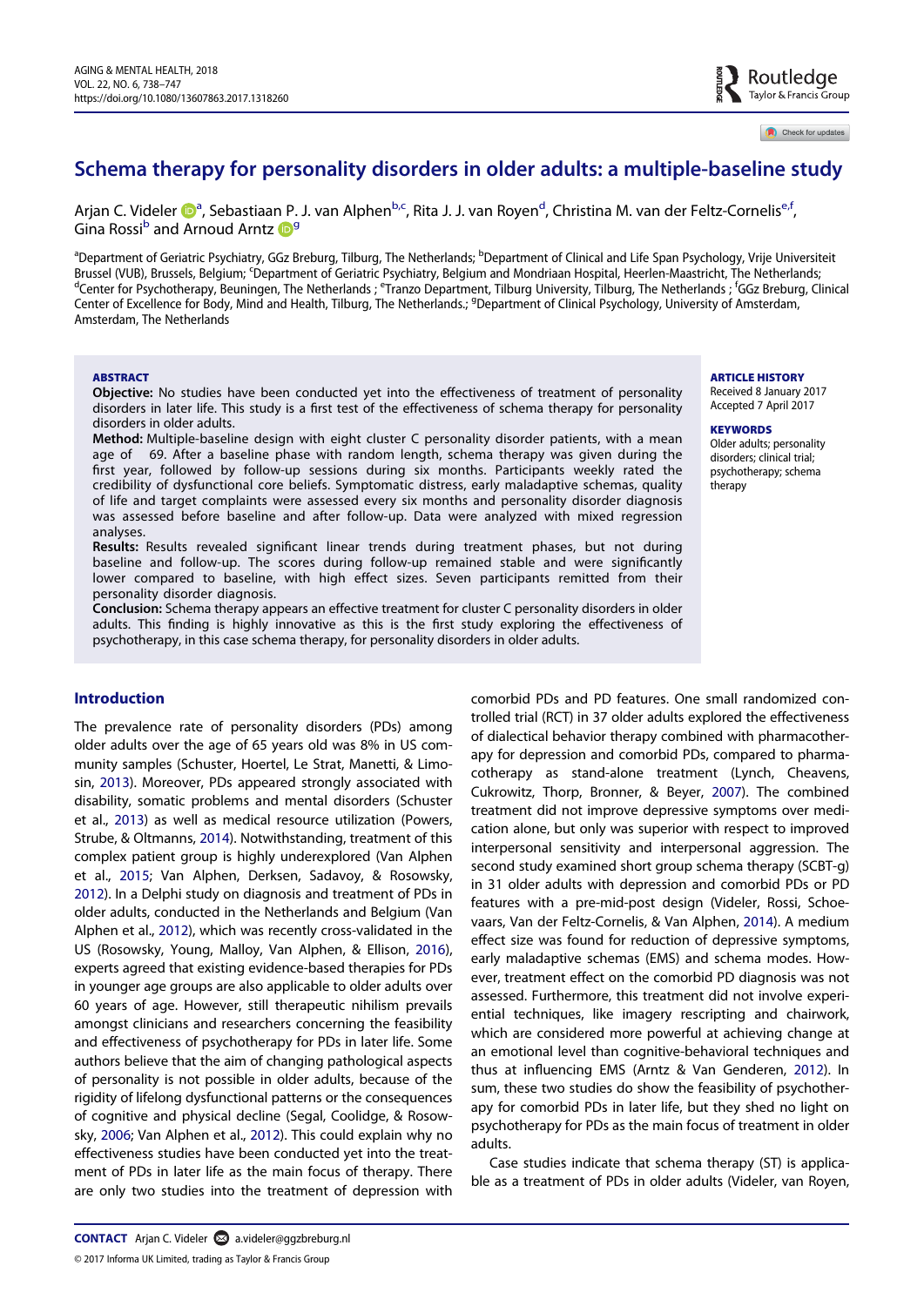# Schema therapy for personality disorders in older adults: a multiple-baseline study

Arjan C. Videler[a], Sebastiaan P. J. van Alphen[b,c], Rita J. J. van Royen[d], Christina M. van der Feltz-Cornelis[e,f], Gina Rossi[b] and Arnoud Arntz[g]

[a]Department of Geriatric Psychiatry, GGz Breburg, Tilburg, The Netherlands; [b]Department of Clinical and Life Span Psychology, Vrije Universiteit Brussel (VUB), Brussels, Belgium; [c]Department of Geriatric Psychiatry, Belgium and Mondriaan Hospital, Heerlen-Maastricht, The Netherlands; [d]Center for Psychotherapy, Beuningen, The Netherlands ; [e]Tranzo Department, Tilburg University, Tilburg, The Netherlands ; [f]GGz Breburg, Clinical Center of Excellence for Body, Mind and Health, Tilburg, The Netherlands.; [g]Department of Clinical Psychology, University of Amsterdam, Amsterdam, The Netherlands

**ABSTRACT**

**Objective:** No studies have been conducted yet into the effectiveness of treatment of personality disorders in later life. This study is a first test of the effectiveness of schema therapy for personality disorders in older adults.

**Method:** Multiple-baseline design with eight cluster C personality disorder patients, with a mean age of 69. After a baseline phase with random length, schema therapy was given during the first year, followed by follow-up sessions during six months. Participants weekly rated the credibility of dysfunctional core beliefs. Symptomatic distress, early maladaptive schemas, quality of life and target complaints were assessed every six months and personality disorder diagnosis was assessed before baseline and after follow-up. Data were analyzed with mixed regression analyses.

**Results:** Results revealed significant linear trends during treatment phases, but not during baseline and follow-up. The scores during follow-up remained stable and were significantly lower compared to baseline, with high effect sizes. Seven participants remitted from their personality disorder diagnosis.

**Conclusion:** Schema therapy appears an effective treatment for cluster C personality disorders in older adults. This finding is highly innovative as this is the first study exploring the effectiveness of psychotherapy, in this case schema therapy, for personality disorders in older adults.

**ARTICLE HISTORY**
Received 8 January 2017
Accepted 7 April 2017

**KEYWORDS**
Older adults; personality disorders; clinical trial; psychotherapy; schema therapy

## Introduction

The prevalence rate of personality disorders (PDs) among older adults over the age of 65 years old was 8% in US community samples (Schuster, Hoertel, Le Strat, Manetti, & Limosin, 2013). Moreover, PDs appeared strongly associated with disability, somatic problems and mental disorders (Schuster et al., 2013) as well as medical resource utilization (Powers, Strube, & Oltmanns, 2014). Notwithstanding, treatment of this complex patient group is highly underexplored (Van Alphen et al., 2015; Van Alphen, Derksen, Sadavoy, & Rosowsky, 2012). In a Delphi study on diagnosis and treatment of PDs in older adults, conducted in the Netherlands and Belgium (Van Alphen et al., 2012), which was recently cross-validated in the US (Rosowsky, Young, Malloy, Van Alphen, & Ellison, 2016), experts agreed that existing evidence-based therapies for PDs in younger age groups are also applicable to older adults over 60 years of age. However, still therapeutic nihilism prevails amongst clinicians and researchers concerning the feasibility and effectiveness of psychotherapy for PDs in later life. Some authors believe that the aim of changing pathological aspects of personality is not possible in older adults, because of the rigidity of lifelong dysfunctional patterns or the consequences of cognitive and physical decline (Segal, Coolidge, & Rosowsky, 2006; Van Alphen et al., 2012). This could explain why no effectiveness studies have been conducted yet into the treatment of PDs in later life as the main focus of therapy. There are only two studies into the treatment of depression with comorbid PDs and PD features. One small randomized controlled trial (RCT) in 37 older adults explored the effectiveness of dialectical behavior therapy combined with pharmacotherapy for depression and comorbid PDs, compared to pharmacotherapy as stand-alone treatment (Lynch, Cheavens, Cukrowitz, Thorp, Bronner, & Beyer, 2007). The combined treatment did not improve depressive symptoms over medication alone, but only was superior with respect to improved interpersonal sensitivity and interpersonal aggression. The second study examined short group schema therapy (SCBT-g) in 31 older adults with depression and comorbid PDs or PD features with a pre-mid-post design (Videler, Rossi, Schoevaars, Van der Feltz-Cornelis, & Van Alphen, 2014). A medium effect size was found for reduction of depressive symptoms, early maladaptive schemas (EMS) and schema modes. However, treatment effect on the comorbid PD diagnosis was not assessed. Furthermore, this treatment did not involve experiential techniques, like imagery rescripting and chairwork, which are considered more powerful at achieving change at an emotional level than cognitive-behavioral techniques and thus at influencing EMS (Arntz & Van Genderen, 2012). In sum, these two studies do show the feasibility of psychotherapy for comorbid PDs in later life, but they shed no light on psychotherapy for PDs as the main focus of treatment in older adults.

Case studies indicate that schema therapy (ST) is applicable as a treatment of PDs in older adults (Videler, van Royen,

**CONTACT** Arjan C. Videler a.videler@ggzbreburg.nl

© 2017 Informa UK Limited, trading as Taylor & Francis Group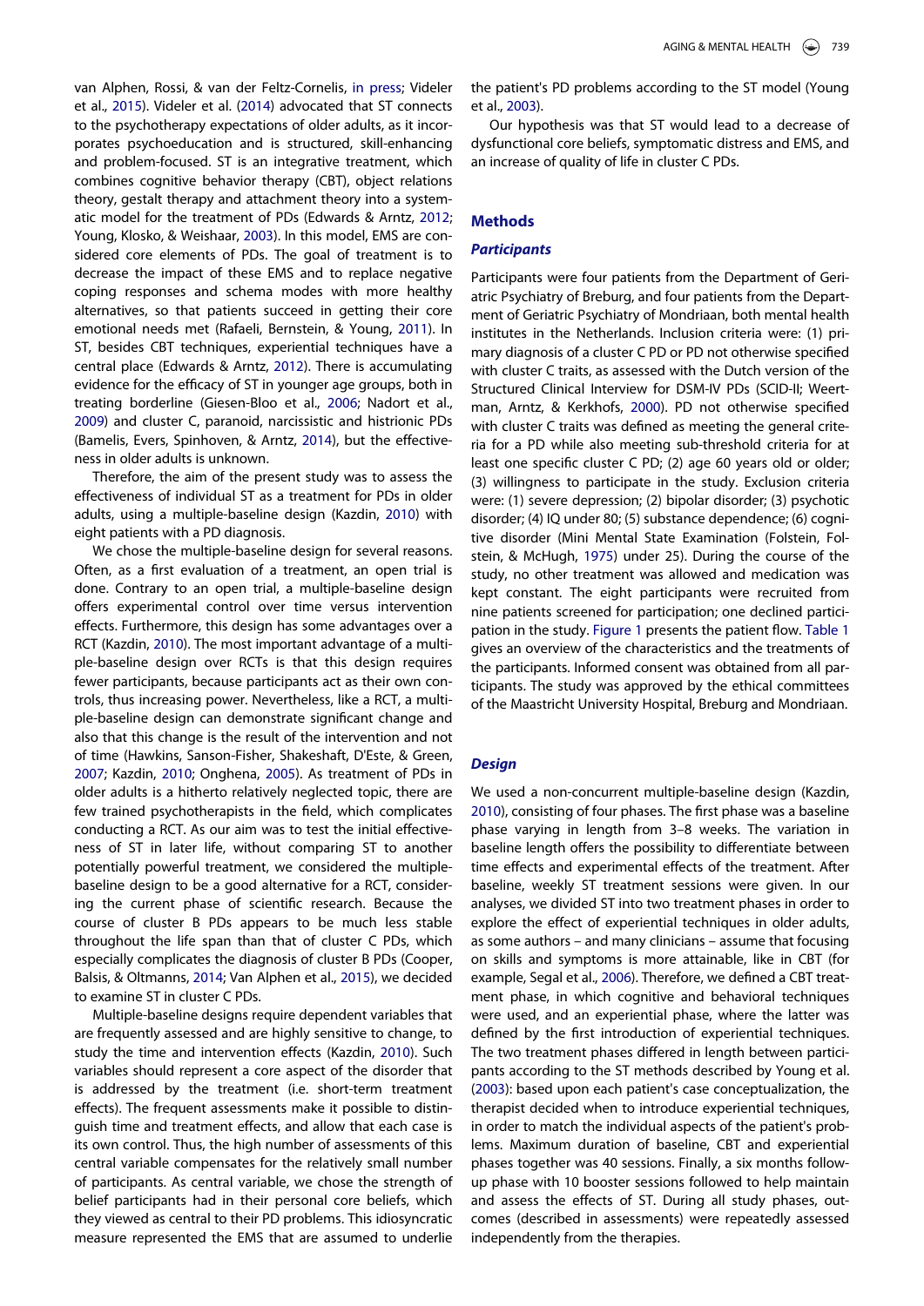van Alphen, Rossi, & van der Feltz-Cornelis, in press; Videler et al., 2015). Videler et al. (2014) advocated that ST connects to the psychotherapy expectations of older adults, as it incorporates psychoeducation and is structured, skill-enhancing and problem-focused. ST is an integrative treatment, which combines cognitive behavior therapy (CBT), object relations theory, gestalt therapy and attachment theory into a systematic model for the treatment of PDs (Edwards & Arntz, 2012; Young, Klosko, & Weishaar, 2003). In this model, EMS are considered core elements of PDs. The goal of treatment is to decrease the impact of these EMS and to replace negative coping responses and schema modes with more healthy alternatives, so that patients succeed in getting their core emotional needs met (Rafaeli, Bernstein, & Young, 2011). In ST, besides CBT techniques, experiential techniques have a central place (Edwards & Arntz, 2012). There is accumulating evidence for the efficacy of ST in younger age groups, both in treating borderline (Giesen-Bloo et al., 2006; Nadort et al., 2009) and cluster C, paranoid, narcissistic and histrionic PDs (Bamelis, Evers, Spinhoven, & Arntz, 2014), but the effectiveness in older adults is unknown.

Therefore, the aim of the present study was to assess the effectiveness of individual ST as a treatment for PDs in older adults, using a multiple-baseline design (Kazdin, 2010) with eight patients with a PD diagnosis.

We chose the multiple-baseline design for several reasons. Often, as a first evaluation of a treatment, an open trial is done. Contrary to an open trial, a multiple-baseline design offers experimental control over time versus intervention effects. Furthermore, this design has some advantages over a RCT (Kazdin, 2010). The most important advantage of a multiple-baseline design over RCTs is that this design requires fewer participants, because participants act as their own controls, thus increasing power. Nevertheless, like a RCT, a multiple-baseline design can demonstrate significant change and also that this change is the result of the intervention and not of time (Hawkins, Sanson-Fisher, Shakeshaft, D'Este, & Green, 2007; Kazdin, 2010; Onghena, 2005). As treatment of PDs in older adults is a hitherto relatively neglected topic, there are few trained psychotherapists in the field, which complicates conducting a RCT. As our aim was to test the initial effectiveness of ST in later life, without comparing ST to another potentially powerful treatment, we considered the multiple-baseline design to be a good alternative for a RCT, considering the current phase of scientific research. Because the course of cluster B PDs appears to be much less stable throughout the life span than that of cluster C PDs, which especially complicates the diagnosis of cluster B PDs (Cooper, Balsis, & Oltmanns, 2014; Van Alphen et al., 2015), we decided to examine ST in cluster C PDs.

Multiple-baseline designs require dependent variables that are frequently assessed and are highly sensitive to change, to study the time and intervention effects (Kazdin, 2010). Such variables should represent a core aspect of the disorder that is addressed by the treatment (i.e. short-term treatment effects). The frequent assessments make it possible to distinguish time and treatment effects, and allow that each case is its own control. Thus, the high number of assessments of this central variable compensates for the relatively small number of participants. As central variable, we chose the strength of belief participants had in their personal core beliefs, which they viewed as central to their PD problems. This idiosyncratic measure represented the EMS that are assumed to underlie the patient's PD problems according to the ST model (Young et al., 2003).

Our hypothesis was that ST would lead to a decrease of dysfunctional core beliefs, symptomatic distress and EMS, and an increase of quality of life in cluster C PDs.

## Methods

### *Participants*

Participants were four patients from the Department of Geriatric Psychiatry of Breburg, and four patients from the Department of Geriatric Psychiatry of Mondriaan, both mental health institutes in the Netherlands. Inclusion criteria were: (1) primary diagnosis of a cluster C PD or PD not otherwise specified with cluster C traits, as assessed with the Dutch version of the Structured Clinical Interview for DSM-IV PDs (SCID-II; Weertman, Arntz, & Kerkhofs, 2000). PD not otherwise specified with cluster C traits was defined as meeting the general criteria for a PD while also meeting sub-threshold criteria for at least one specific cluster C PD; (2) age 60 years old or older; (3) willingness to participate in the study. Exclusion criteria were: (1) severe depression; (2) bipolar disorder; (3) psychotic disorder; (4) IQ under 80; (5) substance dependence; (6) cognitive disorder (Mini Mental State Examination (Folstein, Folstein, & McHugh, 1975) under 25). During the course of the study, no other treatment was allowed and medication was kept constant. The eight participants were recruited from nine patients screened for participation; one declined participation in the study. Figure 1 presents the patient flow. Table 1 gives an overview of the characteristics and the treatments of the participants. Informed consent was obtained from all participants. The study was approved by the ethical committees of the Maastricht University Hospital, Breburg and Mondriaan.

### *Design*

We used a non-concurrent multiple-baseline design (Kazdin, 2010), consisting of four phases. The first phase was a baseline phase varying in length from 3–8 weeks. The variation in baseline length offers the possibility to differentiate between time effects and experimental effects of the treatment. After baseline, weekly ST treatment sessions were given. In our analyses, we divided ST into two treatment phases in order to explore the effect of experiential techniques in older adults, as some authors – and many clinicians – assume that focusing on skills and symptoms is more attainable, like in CBT (for example, Segal et al., 2006). Therefore, we defined a CBT treatment phase, in which cognitive and behavioral techniques were used, and an experiential phase, where the latter was defined by the first introduction of experiential techniques. The two treatment phases differed in length between participants according to the ST methods described by Young et al. (2003): based upon each patient's case conceptualization, the therapist decided when to introduce experiential techniques, in order to match the individual aspects of the patient's problems. Maximum duration of baseline, CBT and experiential phases together was 40 sessions. Finally, a six months follow-up phase with 10 booster sessions followed to help maintain and assess the effects of ST. During all study phases, outcomes (described in assessments) were repeatedly assessed independently from the therapies.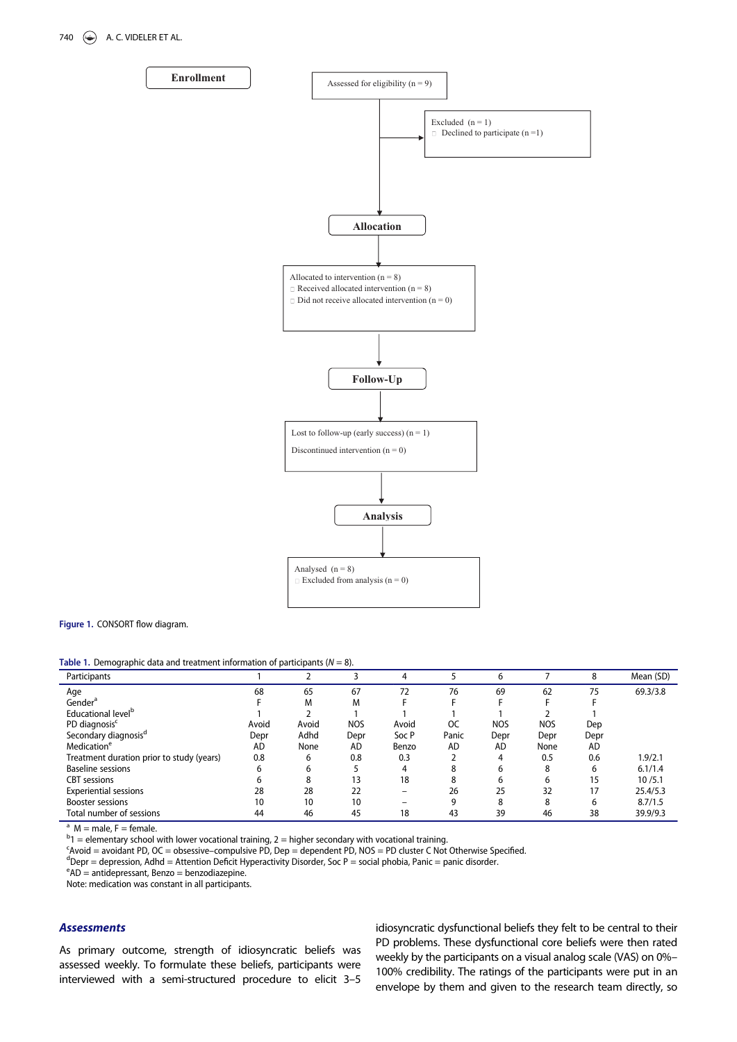Enrollment

Assessed for eligibility (n = 9)

Excluded (n = 1)
- Declined to participate (n =1)

Allocation

Allocated to intervention (n = 8)
- Received allocated intervention (n = 8)
- Did not receive allocated intervention (n = 0)

Follow-Up

Lost to follow-up (early success) (n = 1)

Discontinued intervention (n = 0)

Analysis

Analysed (n = 8)
- Excluded from analysis (n = 0)

**Figure 1.** CONSORT flow diagram.

**Table 1.** Demographic data and treatment information of participants (*N* = 8).

| Participants | 1 | 2 | 3 | 4 | 5 | 6 | 7 | 8 | Mean (SD) |
|---|---|---|---|---|---|---|---|---|---|
| Age | 68 | 65 | 67 | 72 | 76 | 69 | 62 | 75 | 69.3/3.8 |
| Gender[a] | F | M | M | F | F | F | F | F | |
| Educational level[b] | 1 | 2 | 1 | 1 | 1 | 1 | 2 | 1 | |
| PD diagnosis[c] | Avoid | Avoid | NOS | Avoid | OC | NOS | NOS | Dep | |
| Secondary diagnosis[d] | Depr | Adhd | Depr | Soc P | Panic | Depr | Depr | Depr | |
| Medication[e] | AD | None | AD | Benzo | AD | AD | None | AD | |
| Treatment duration prior to study (years) | 0.8 | 6 | 0.8 | 0.3 | 2 | 4 | 0.5 | 0.6 | 1.9/2.1 |
| Baseline sessions | 6 | 6 | 5 | 4 | 8 | 6 | 8 | 6 | 6.1/1.4 |
| CBT sessions | 6 | 8 | 13 | 18 | 8 | 6 | 6 | 15 | 10 /5.1 |
| Experiential sessions | 28 | 28 | 22 | – | 26 | 25 | 32 | 17 | 25.4/5.3 |
| Booster sessions | 10 | 10 | 10 | – | 9 | 8 | 8 | 6 | 8.7/1.5 |
| Total number of sessions | 44 | 46 | 45 | 18 | 43 | 39 | 46 | 38 | 39.9/9.3 |

[a] M = male, F = female.
[b] 1 = elementary school with lower vocational training, 2 = higher secondary with vocational training.
[c] Avoid = avoidant PD, OC = obsessive–compulsive PD, Dep = dependent PD, NOS = PD cluster C Not Otherwise Specified.
[d] Depr = depression, Adhd = Attention Deficit Hyperactivity Disorder, Soc P = social phobia, Panic = panic disorder.
[e] AD = antidepressant, Benzo = benzodiazepine.
Note: medication was constant in all participants.

### *Assessments*

As primary outcome, strength of idiosyncratic beliefs was assessed weekly. To formulate these beliefs, participants were interviewed with a semi-structured procedure to elicit 3–5 idiosyncratic dysfunctional beliefs they felt to be central to their PD problems. These dysfunctional core beliefs were then rated weekly by the participants on a visual analog scale (VAS) on 0%–100% credibility. The ratings of the participants were put in an envelope by them and given to the research team directly, so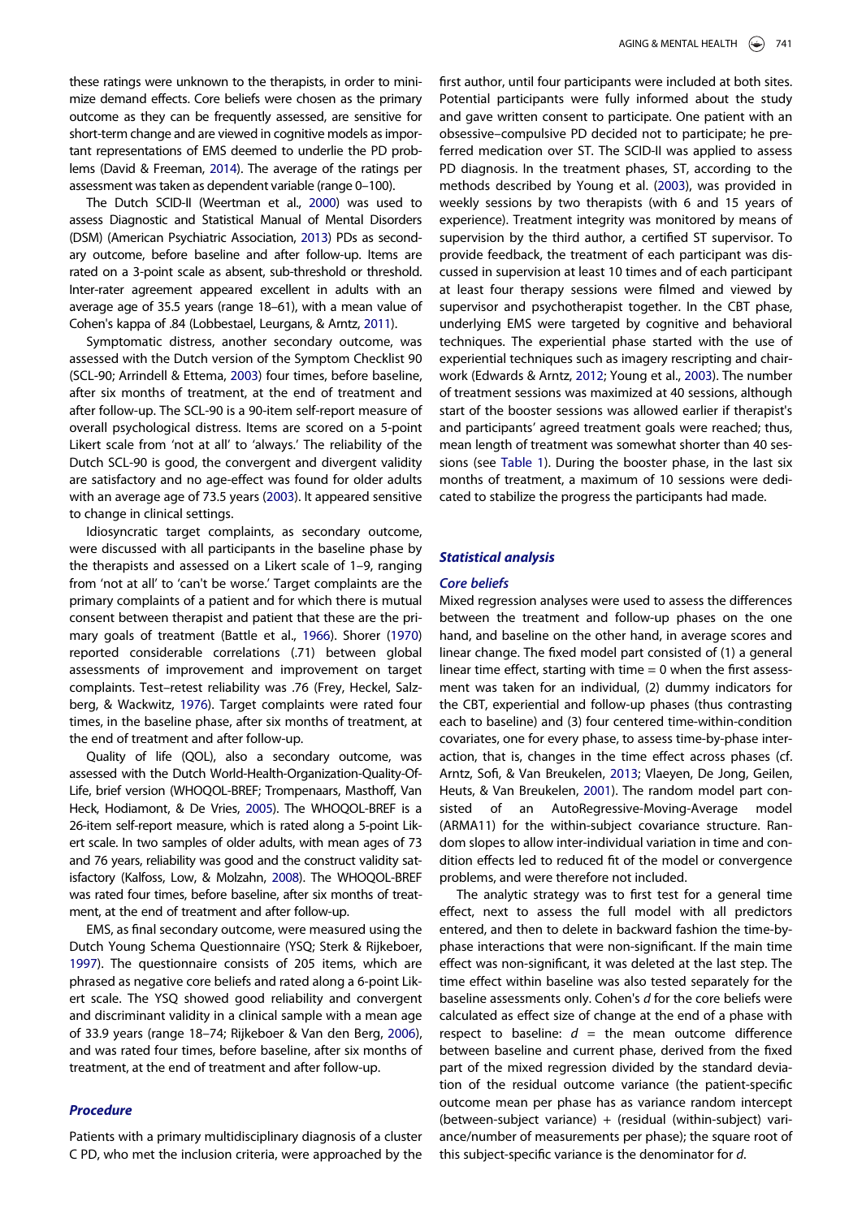these ratings were unknown to the therapists, in order to minimize demand effects. Core beliefs were chosen as the primary outcome as they can be frequently assessed, are sensitive for short-term change and are viewed in cognitive models as important representations of EMS deemed to underlie the PD problems (David & Freeman, 2014). The average of the ratings per assessment was taken as dependent variable (range 0–100).

The Dutch SCID-II (Weertman et al., 2000) was used to assess Diagnostic and Statistical Manual of Mental Disorders (DSM) (American Psychiatric Association, 2013) PDs as secondary outcome, before baseline and after follow-up. Items are rated on a 3-point scale as absent, sub-threshold or threshold. Inter-rater agreement appeared excellent in adults with an average age of 35.5 years (range 18–61), with a mean value of Cohen's kappa of .84 (Lobbestael, Leurgans, & Arntz, 2011).

Symptomatic distress, another secondary outcome, was assessed with the Dutch version of the Symptom Checklist 90 (SCL-90; Arrindell & Ettema, 2003) four times, before baseline, after six months of treatment, at the end of treatment and after follow-up. The SCL-90 is a 90-item self-report measure of overall psychological distress. Items are scored on a 5-point Likert scale from 'not at all' to 'always.' The reliability of the Dutch SCL-90 is good, the convergent and divergent validity are satisfactory and no age-effect was found for older adults with an average age of 73.5 years (2003). It appeared sensitive to change in clinical settings.

Idiosyncratic target complaints, as secondary outcome, were discussed with all participants in the baseline phase by the therapists and assessed on a Likert scale of 1–9, ranging from 'not at all' to 'can't be worse.' Target complaints are the primary complaints of a patient and for which there is mutual consent between therapist and patient that these are the primary goals of treatment (Battle et al., 1966). Shorer (1970) reported considerable correlations (.71) between global assessments of improvement and improvement on target complaints. Test–retest reliability was .76 (Frey, Heckel, Salzberg, & Wackwitz, 1976). Target complaints were rated four times, in the baseline phase, after six months of treatment, at the end of treatment and after follow-up.

Quality of life (QOL), also a secondary outcome, was assessed with the Dutch World-Health-Organization-Quality-Of-Life, brief version (WHOQOL-BREF; Trompenaars, Masthoff, Van Heck, Hodiamont, & De Vries, 2005). The WHOQOL-BREF is a 26-item self-report measure, which is rated along a 5-point Likert scale. In two samples of older adults, with mean ages of 73 and 76 years, reliability was good and the construct validity satisfactory (Kalfoss, Low, & Molzahn, 2008). The WHOQOL-BREF was rated four times, before baseline, after six months of treatment, at the end of treatment and after follow-up.

EMS, as final secondary outcome, were measured using the Dutch Young Schema Questionnaire (YSQ; Sterk & Rijkeboer, 1997). The questionnaire consists of 205 items, which are phrased as negative core beliefs and rated along a 6-point Likert scale. The YSQ showed good reliability and convergent and discriminant validity in a clinical sample with a mean age of 33.9 years (range 18–74; Rijkeboer & Van den Berg, 2006), and was rated four times, before baseline, after six months of treatment, at the end of treatment and after follow-up.

### *Procedure*

Patients with a primary multidisciplinary diagnosis of a cluster C PD, who met the inclusion criteria, were approached by the first author, until four participants were included at both sites. Potential participants were fully informed about the study and gave written consent to participate. One patient with an obsessive–compulsive PD decided not to participate; he preferred medication over ST. The SCID-II was applied to assess PD diagnosis. In the treatment phases, ST, according to the methods described by Young et al. (2003), was provided in weekly sessions by two therapists (with 6 and 15 years of experience). Treatment integrity was monitored by means of supervision by the third author, a certified ST supervisor. To provide feedback, the treatment of each participant was discussed in supervision at least 10 times and of each participant at least four therapy sessions were filmed and viewed by supervisor and psychotherapist together. In the CBT phase, underlying EMS were targeted by cognitive and behavioral techniques. The experiential phase started with the use of experiential techniques such as imagery rescripting and chairwork (Edwards & Arntz, 2012; Young et al., 2003). The number of treatment sessions was maximized at 40 sessions, although start of the booster sessions was allowed earlier if therapist's and participants' agreed treatment goals were reached; thus, mean length of treatment was somewhat shorter than 40 sessions (see Table 1). During the booster phase, in the last six months of treatment, a maximum of 10 sessions were dedicated to stabilize the progress the participants had made.

### *Statistical analysis*

#### *Core beliefs*

Mixed regression analyses were used to assess the differences between the treatment and follow-up phases on the one hand, and baseline on the other hand, in average scores and linear change. The fixed model part consisted of (1) a general linear time effect, starting with time = 0 when the first assessment was taken for an individual, (2) dummy indicators for the CBT, experiential and follow-up phases (thus contrasting each to baseline) and (3) four centered time-within-condition covariates, one for every phase, to assess time-by-phase interaction, that is, changes in the time effect across phases (cf. Arntz, Sofi, & Van Breukelen, 2013; Vlaeyen, De Jong, Geilen, Heuts, & Van Breukelen, 2001). The random model part consisted of an AutoRegressive-Moving-Average model (ARMA11) for the within-subject covariance structure. Random slopes to allow inter-individual variation in time and condition effects led to reduced fit of the model or convergence problems, and were therefore not included.

The analytic strategy was to first test for a general time effect, next to assess the full model with all predictors entered, and then to delete in backward fashion the time-by-phase interactions that were non-significant. If the main time effect was non-significant, it was deleted at the last step. The time effect within baseline was also tested separately for the baseline assessments only. Cohen's $d$ for the core beliefs were calculated as effect size of change at the end of a phase with respect to baseline: $d$ = the mean outcome difference between baseline and current phase, derived from the fixed part of the mixed regression divided by the standard deviation of the residual outcome variance (the patient-specific outcome mean per phase has as variance random intercept (between-subject variance) + (residual (within-subject) variance/number of measurements per phase); the square root of this subject-specific variance is the denominator for $d$.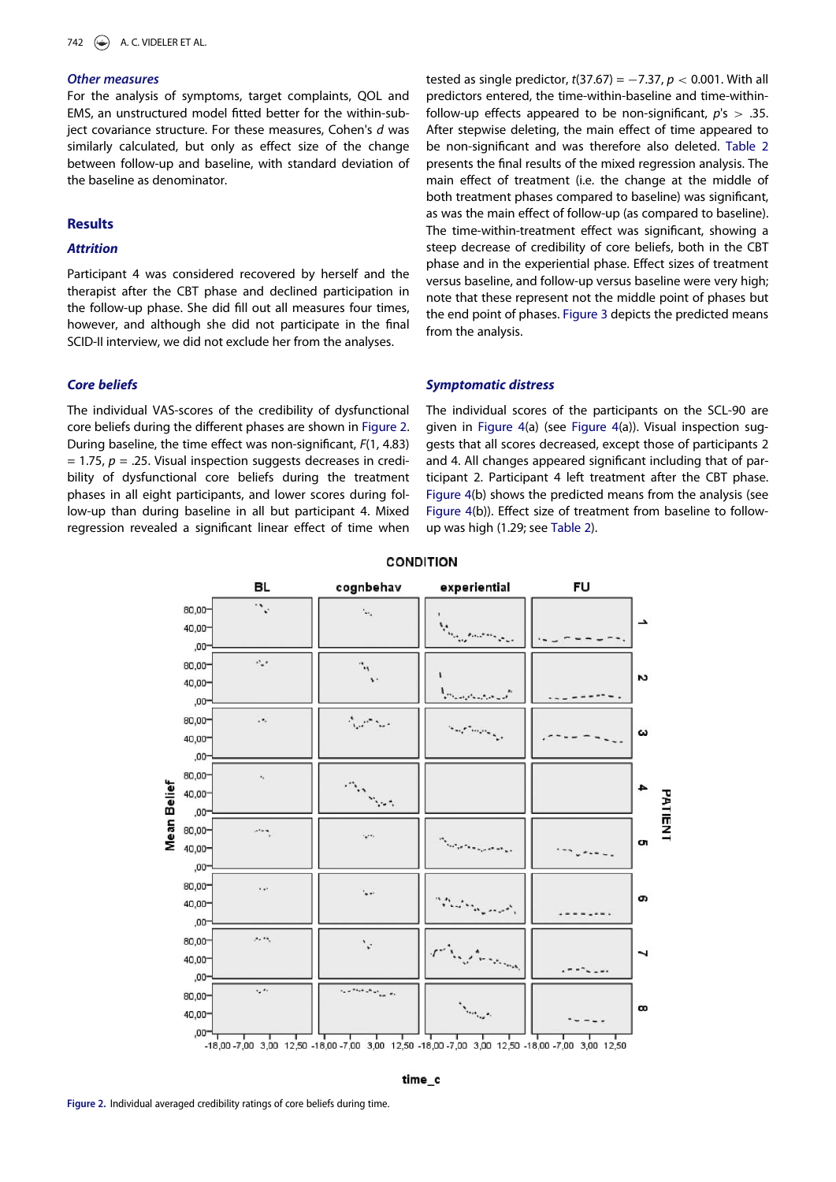### Other measures

For the analysis of symptoms, target complaints, QOL and EMS, an unstructured model fitted better for the within-subject covariance structure. For these measures, Cohen's $d$ was similarly calculated, but only as effect size of the change between follow-up and baseline, with standard deviation of the baseline as denominator.

## Results

### Attrition

Participant 4 was considered recovered by herself and the therapist after the CBT phase and declined participation in the follow-up phase. She did fill out all measures four times, however, and although she did not participate in the final SCID-II interview, we did not exclude her from the analyses.

### Core beliefs

The individual VAS-scores of the credibility of dysfunctional core beliefs during the different phases are shown in Figure 2. During baseline, the time effect was non-significant, $F(1, 4.83) = 1.75$, $p = .25$. Visual inspection suggests decreases in credibility of dysfunctional core beliefs during the treatment phases in all eight participants, and lower scores during follow-up than during baseline in all but participant 4. Mixed regression revealed a significant linear effect of time when tested as single predictor, $t(37.67) = -7.37$, $p < 0.001$. With all predictors entered, the time-within-baseline and time-within-follow-up effects appeared to be non-significant, $p$'s $> .35$. After stepwise deleting, the main effect of time appeared to be non-significant and was therefore also deleted. Table 2 presents the final results of the mixed regression analysis. The main effect of treatment (i.e. the change at the middle of both treatment phases compared to baseline) was significant, as was the main effect of follow-up (as compared to baseline). The time-within-treatment effect was significant, showing a steep decrease of credibility of core beliefs, both in the CBT phase and in the experiential phase. Effect sizes of treatment versus baseline, and follow-up versus baseline were very high; note that these represent not the middle point of phases but the end point of phases. Figure 3 depicts the predicted means from the analysis.

### Symptomatic distress

The individual scores of the participants on the SCL-90 are given in Figure 4(a) (see Figure 4(a)). Visual inspection suggests that all scores decreased, except those of participants 2 and 4. All changes appeared significant including that of participant 2. Participant 4 left treatment after the CBT phase. Figure 4(b) shows the predicted means from the analysis (see Figure 4(b)). Effect size of treatment from baseline to follow-up was high (1.29; see Table 2).

Figure 2. Individual averaged credibility ratings of core beliefs during time.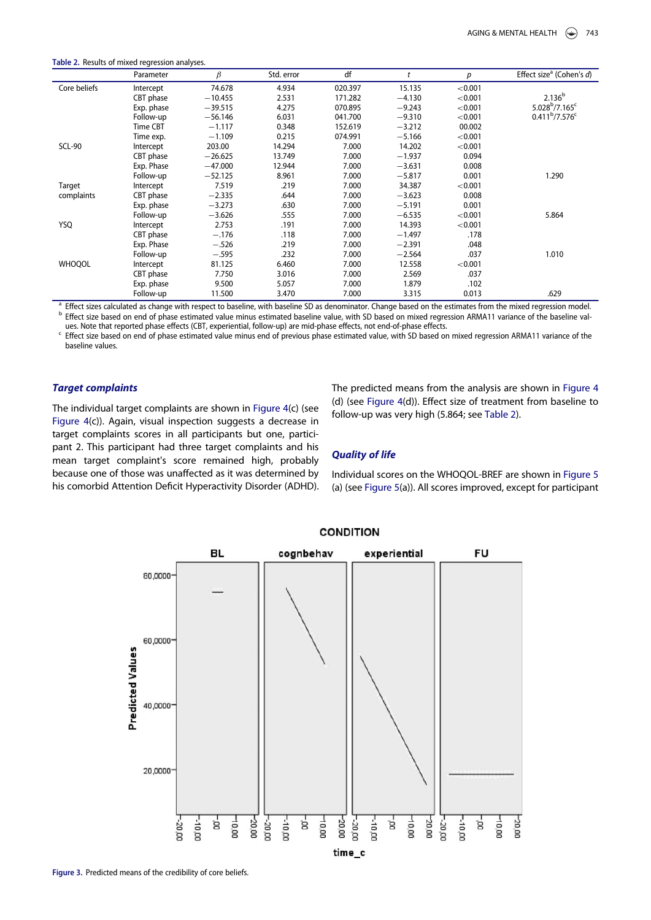**Table 2.** Results of mixed regression analyses.

| | Parameter | $\beta$ | Std. error | df | $t$ | $p$ | Effect size[a] (Cohen's $d$) |
|---|---|---|---|---|---|---|---|
| Core beliefs | Intercept | 74.678 | 4.934 | 020.397 | 15.135 | <0.001 | |
| | CBT phase | −10.455 | 2.531 | 171.282 | −4.130 | <0.001 | 2.136[b] |
| | Exp. phase | −39.515 | 4.275 | 070.895 | −9.243 | <0.001 | 5.028[b]/7.165[c] |
| | Follow-up | −56.146 | 6.031 | 041.700 | −9.310 | <0.001 | 0.411[b]/7.576[c] |
| | Time CBT | −1.117 | 0.348 | 152.619 | −3.212 | 00.002 | |
| | Time exp. | −1.109 | 0.215 | 074.991 | −5.166 | <0.001 | |
| SCL-90 | Intercept | 203.00 | 14.294 | 7.000 | 14.202 | <0.001 | |
| | CBT phase | −26.625 | 13.749 | 7.000 | −1.937 | 0.094 | |
| | Exp. Phase | −47.000 | 12.944 | 7.000 | −3.631 | 0.008 | |
| | Follow-up | −52.125 | 8.961 | 7.000 | −5.817 | 0.001 | 1.290 |
| Target complaints | Intercept | 7.519 | .219 | 7.000 | 34.387 | <0.001 | |
| | CBT phase | −2.335 | .644 | 7.000 | −3.623 | 0.008 | |
| | Exp. phase | −3.273 | .630 | 7.000 | −5.191 | 0.001 | |
| | Follow-up | −3.626 | .555 | 7.000 | −6.535 | <0.001 | 5.864 |
| YSQ | Intercept | 2.753 | .191 | 7.000 | 14.393 | <0.001 | |
| | CBT phase | −.176 | .118 | 7.000 | −1.497 | .178 | |
| | Exp. Phase | −.526 | .219 | 7.000 | −2.391 | .048 | |
| | Follow-up | −.595 | .232 | 7.000 | −2.564 | .037 | 1.010 |
| WHOQOL | Intercept | 81.125 | 6.460 | 7.000 | 12.558 | <0.001 | |
| | CBT phase | 7.750 | 3.016 | 7.000 | 2.569 | .037 | |
| | Exp. phase | 9.500 | 5.057 | 7.000 | 1.879 | .102 | |
| | Follow-up | 11.500 | 3.470 | 7.000 | 3.315 | 0.013 | .629 |

[a] Effect sizes calculated as change with respect to baseline, with baseline SD as denominator. Change based on the estimates from the mixed regression model.
[b] Effect size based on end of phase estimated value minus estimated baseline value, with SD based on mixed regression ARMA11 variance of the baseline values. Note that reported phase effects (CBT, experiential, follow-up) are mid-phase effects, not end-of-phase effects.
[c] Effect size based on end of phase estimated value minus end of previous phase estimated value, with SD based on mixed regression ARMA11 variance of the baseline values.

### *Target complaints*

The individual target complaints are shown in Figure 4(c) (see Figure 4(c)). Again, visual inspection suggests a decrease in target complaints scores in all participants but one, participant 2. This participant had three target complaints and his mean target complaint's score remained high, probably because one of those was unaffected as it was determined by his comorbid Attention Deficit Hyperactivity Disorder (ADHD). The predicted means from the analysis are shown in Figure 4(d) (see Figure 4(d)). Effect size of treatment from baseline to follow-up was very high (5.864; see Table 2).

### *Quality of life*

Individual scores on the WHOQOL-BREF are shown in Figure 5(a) (see Figure 5(a)). All scores improved, except for participant

**Figure 3.** Predicted means of the credibility of core beliefs.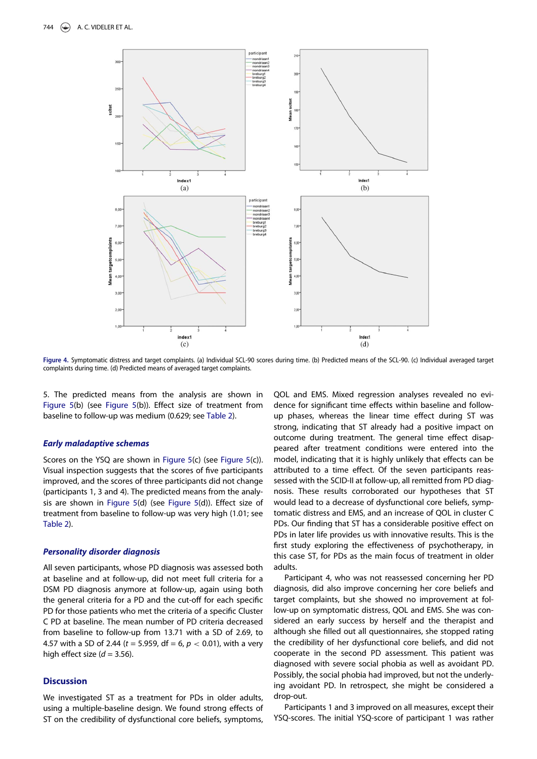sclitot

300
250
200
150
100

1 2 3 4

index1

(a)

participant
mondriaan1
mondriaan2
mondriaan3
mondriaan4
breburg1
breburg2
breburg3
breburg4

Mean scltot

210
200
190
180
170
160
150

1 2 3 4

index1

(b)

Mean targetcomplaints

8,00
7,00
6,00
5,00
4,00
3,00
2,00
1,00

1 2 3 4

index1

(c)

participant
mondriaan1
mondriaan2
mondriaan3
mondriaan4
breburg1
breburg2
breburg3
breburg4

Mean targetcomplaints

8,00
7,00
6,00
5,00
4,00
3,00
2,00
1,00

1 2 3 4

index1

(d)

**Figure 4.** Symptomatic distress and target complaints. (a) Individual SCL-90 scores during time. (b) Predicted means of the SCL-90. (c) Individual averaged target complaints during time. (d) Predicted means of averaged target complaints.

5. The predicted means from the analysis are shown in Figure 5(b) (see Figure 5(b)). Effect size of treatment from baseline to follow-up was medium (0.629; see Table 2).

### *Early maladaptive schemas*

Scores on the YSQ are shown in Figure 5(c) (see Figure 5(c)). Visual inspection suggests that the scores of five participants improved, and the scores of three participants did not change (participants 1, 3 and 4). The predicted means from the analysis are shown in Figure 5(d) (see Figure 5(d)). Effect size of treatment from baseline to follow-up was very high (1.01; see Table 2).

### *Personality disorder diagnosis*

All seven participants, whose PD diagnosis was assessed both at baseline and at follow-up, did not meet full criteria for a DSM PD diagnosis anymore at follow-up, again using both the general criteria for a PD and the cut-off for each specific PD for those patients who met the criteria of a specific Cluster C PD at baseline. The mean number of PD criteria decreased from baseline to follow-up from 13.71 with a SD of 2.69, to 4.57 with a SD of 2.44 ($t = 5.959$, df = 6, $p < 0.01$), with a very high effect size ($d = 3.56$).

## Discussion

We investigated ST as a treatment for PDs in older adults, using a multiple-baseline design. We found strong effects of ST on the credibility of dysfunctional core beliefs, symptoms, QOL and EMS. Mixed regression analyses revealed no evidence for significant time effects within baseline and follow-up phases, whereas the linear time effect during ST was strong, indicating that ST already had a positive impact on outcome during treatment. The general time effect disappeared after treatment conditions were entered into the model, indicating that it is highly unlikely that effects can be attributed to a time effect. Of the seven participants reassessed with the SCID-II at follow-up, all remitted from PD diagnosis. These results corroborated our hypotheses that ST would lead to a decrease of dysfunctional core beliefs, symptomatic distress and EMS, and an increase of QOL in cluster C PDs. Our finding that ST has a considerable positive effect on PDs in later life provides us with innovative results. This is the first study exploring the effectiveness of psychotherapy, in this case ST, for PDs as the main focus of treatment in older adults.

Participant 4, who was not reassessed concerning her PD diagnosis, did also improve concerning her core beliefs and target complaints, but she showed no improvement at follow-up on symptomatic distress, QOL and EMS. She was considered an early success by herself and the therapist and although she filled out all questionnaires, she stopped rating the credibility of her dysfunctional core beliefs, and did not cooperate in the second PD assessment. This patient was diagnosed with severe social phobia as well as avoidant PD. Possibly, the social phobia had improved, but not the underlying avoidant PD. In retrospect, she might be considered a drop-out.

Participants 1 and 3 improved on all measures, except their YSQ-scores. The initial YSQ-score of participant 1 was rather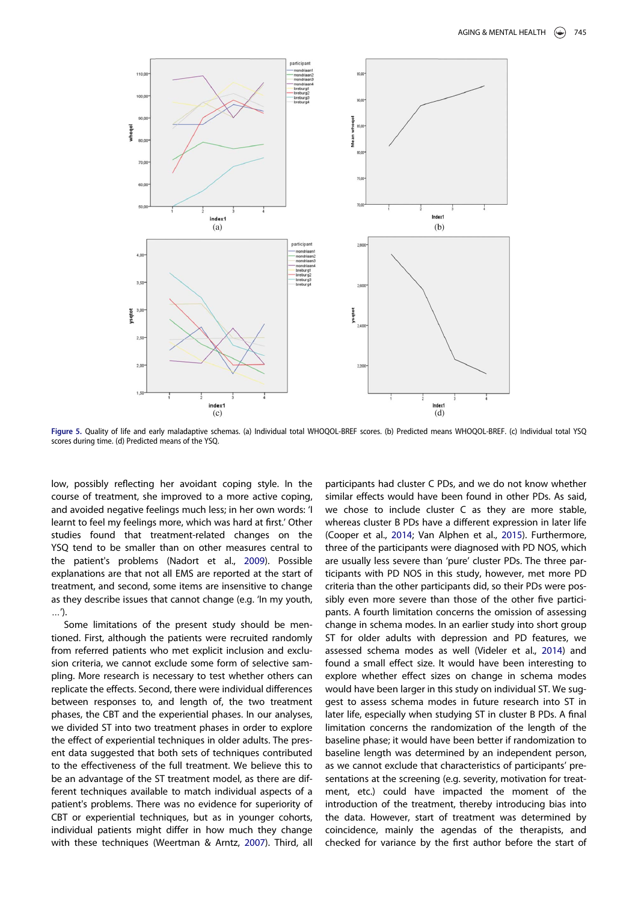Figure 5. Quality of life and early maladaptive schemas. (a) Individual total WHOQOL-BREF scores. (b) Predicted means WHOQOL-BREF. (c) Individual total YSQ scores during time. (d) Predicted means of the YSQ.

low, possibly reflecting her avoidant coping style. In the course of treatment, she improved to a more active coping, and avoided negative feelings much less; in her own words: 'I learnt to feel my feelings more, which was hard at first.' Other studies found that treatment-related changes on the YSQ tend to be smaller than on other measures central to the patient's problems (Nadort et al., 2009). Possible explanations are that not all EMS are reported at the start of treatment, and second, some items are insensitive to change as they describe issues that cannot change (e.g. 'In my youth, …').

Some limitations of the present study should be mentioned. First, although the patients were recruited randomly from referred patients who met explicit inclusion and exclusion criteria, we cannot exclude some form of selective sampling. More research is necessary to test whether others can replicate the effects. Second, there were individual differences between responses to, and length of, the two treatment phases, the CBT and the experiential phases. In our analyses, we divided ST into two treatment phases in order to explore the effect of experiential techniques in older adults. The present data suggested that both sets of techniques contributed to the effectiveness of the full treatment. We believe this to be an advantage of the ST treatment model, as there are different techniques available to match individual aspects of a patient's problems. There was no evidence for superiority of CBT or experiential techniques, but as in younger cohorts, individual patients might differ in how much they change with these techniques (Weertman & Arntz, 2007). Third, all participants had cluster C PDs, and we do not know whether similar effects would have been found in other PDs. As said, we chose to include cluster C as they are more stable, whereas cluster B PDs have a different expression in later life (Cooper et al., 2014; Van Alphen et al., 2015). Furthermore, three of the participants were diagnosed with PD NOS, which are usually less severe than 'pure' cluster PDs. The three participants with PD NOS in this study, however, met more PD criteria than the other participants did, so their PDs were possibly even more severe than those of the other five participants. A fourth limitation concerns the omission of assessing change in schema modes. In an earlier study into short group ST for older adults with depression and PD features, we assessed schema modes as well (Videler et al., 2014) and found a small effect size. It would have been interesting to explore whether effect sizes on change in schema modes would have been larger in this study on individual ST. We suggest to assess schema modes in future research into ST in later life, especially when studying ST in cluster B PDs. A final limitation concerns the randomization of the length of the baseline phase; it would have been better if randomization to baseline length was determined by an independent person, as we cannot exclude that characteristics of participants' presentations at the screening (e.g. severity, motivation for treatment, etc.) could have impacted the moment of the introduction of the treatment, thereby introducing bias into the data. However, start of treatment was determined by coincidence, mainly the agendas of the therapists, and checked for variance by the first author before the start of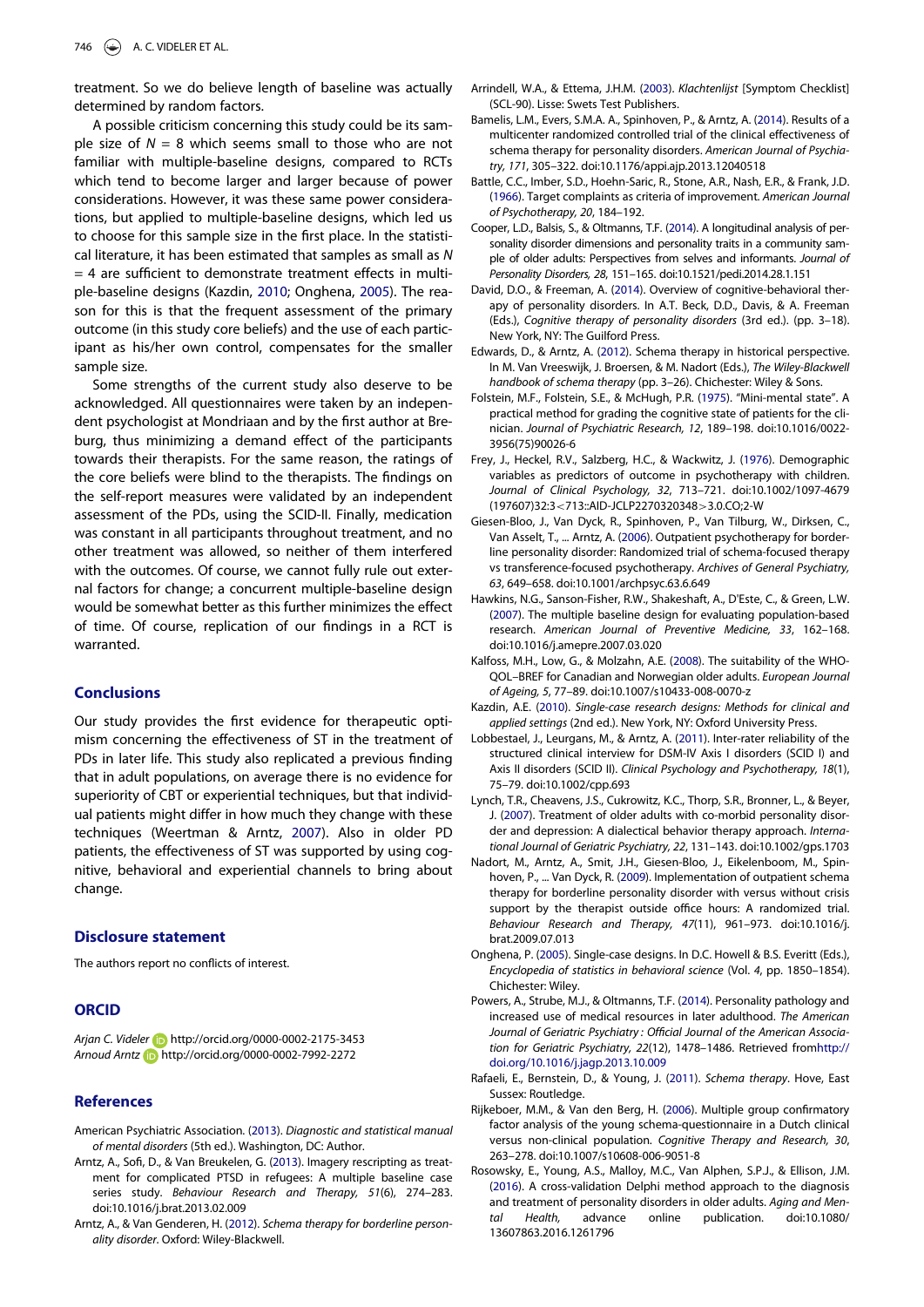treatment. So we do believe length of baseline was actually determined by random factors.

A possible criticism concerning this study could be its sample size of $N = 8$ which seems small to those who are not familiar with multiple-baseline designs, compared to RCTs which tend to become larger and larger because of power considerations. However, it was these same power considerations, but applied to multiple-baseline designs, which led us to choose for this sample size in the first place. In the statistical literature, it has been estimated that samples as small as $N = 4$ are sufficient to demonstrate treatment effects in multiple-baseline designs (Kazdin, 2010; Onghena, 2005). The reason for this is that the frequent assessment of the primary outcome (in this study core beliefs) and the use of each participant as his/her own control, compensates for the smaller sample size.

Some strengths of the current study also deserve to be acknowledged. All questionnaires were taken by an independent psychologist at Mondriaan and by the first author at Breburg, thus minimizing a demand effect of the participants towards their therapists. For the same reason, the ratings of the core beliefs were blind to the therapists. The findings on the self-report measures were validated by an independent assessment of the PDs, using the SCID-II. Finally, medication was constant in all participants throughout treatment, and no other treatment was allowed, so neither of them interfered with the outcomes. Of course, we cannot fully rule out external factors for change; a concurrent multiple-baseline design would be somewhat better as this further minimizes the effect of time. Of course, replication of our findings in a RCT is warranted.

## Conclusions

Our study provides the first evidence for therapeutic optimism concerning the effectiveness of ST in the treatment of PDs in later life. This study also replicated a previous finding that in adult populations, on average there is no evidence for superiority of CBT or experiential techniques, but that individual patients might differ in how much they change with these techniques (Weertman & Arntz, 2007). Also in older PD patients, the effectiveness of ST was supported by using cognitive, behavioral and experiential channels to bring about change.

## Disclosure statement

The authors report no conflicts of interest.

## ORCID

*Arjan C. Videler* http://orcid.org/0000-0002-2175-3453
*Arnoud Arntz* http://orcid.org/0000-0002-7992-2272

## References

American Psychiatric Association. (2013). *Diagnostic and statistical manual of mental disorders* (5th ed.). Washington, DC: Author.

Arntz, A., Sofi, D., & Van Breukelen, G. (2013). Imagery rescripting as treatment for complicated PTSD in refugees: A multiple baseline case series study. *Behaviour Research and Therapy, 51*(6), 274–283. doi:10.1016/j.brat.2013.02.009

Arntz, A., & Van Genderen, H. (2012). *Schema therapy for borderline personality disorder*. Oxford: Wiley-Blackwell.

Arrindell, W.A., & Ettema, J.H.M. (2003). *Klachtenlijst* [Symptom Checklist] (SCL-90). Lisse: Swets Test Publishers.

Bamelis, L.M., Evers, S.M.A. A., Spinhoven, P., & Arntz, A. (2014). Results of a multicenter randomized controlled trial of the clinical effectiveness of schema therapy for personality disorders. *American Journal of Psychiatry, 171*, 305–322. doi:10.1176/appi.ajp.2013.12040518

Battle, C.C., Imber, S.D., Hoehn-Saric, R., Stone, A.R., Nash, E.R., & Frank, J.D. (1966). Target complaints as criteria of improvement. *American Journal of Psychotherapy, 20*, 184–192.

Cooper, L.D., Balsis, S., & Oltmanns, T.F. (2014). A longitudinal analysis of personality disorder dimensions and personality traits in a community sample of older adults: Perspectives from selves and informants. *Journal of Personality Disorders, 28*, 151–165. doi:10.1521/pedi.2014.28.1.151

David, D.O., & Freeman, A. (2014). Overview of cognitive-behavioral therapy of personality disorders. In A.T. Beck, D.D., Davis, & A. Freeman (Eds.), *Cognitive therapy of personality disorders* (3rd ed.). (pp. 3–18). New York, NY: The Guilford Press.

Edwards, D., & Arntz, A. (2012). Schema therapy in historical perspective. In M. Van Vreeswijk, J. Broersen, & M. Nadort (Eds.), *The Wiley-Blackwell handbook of schema therapy* (pp. 3–26). Chichester: Wiley & Sons.

Folstein, M.F., Folstein, S.E., & McHugh, P.R. (1975). "Mini-mental state". A practical method for grading the cognitive state of patients for the clinician. *Journal of Psychiatric Research, 12*, 189–198. doi:10.1016/0022-3956(75)90026-6

Frey, J., Heckel, R.V., Salzberg, H.C., & Wackwitz, J. (1976). Demographic variables as predictors of outcome in psychotherapy with children. *Journal of Clinical Psychology, 32*, 713–721. doi:10.1002/1097-4679(197607)32:3<713::AID-JCLP2270320348>3.0.CO;2-W

Giesen-Bloo, J., Van Dyck, R., Spinhoven, P., Van Tilburg, W., Dirksen, C., Van Asselt, T., ... Arntz, A. (2006). Outpatient psychotherapy for borderline personality disorder: Randomized trial of schema-focused therapy vs transference-focused psychotherapy. *Archives of General Psychiatry, 63*, 649–658. doi:10.1001/archpsyc.63.6.649

Hawkins, N.G., Sanson-Fisher, R.W., Shakeshaft, A., D'Este, C., & Green, L.W. (2007). The multiple baseline design for evaluating population-based research. *American Journal of Preventive Medicine, 33*, 162–168. doi:10.1016/j.amepre.2007.03.020

Kalfoss, M.H., Low, G., & Molzahn, A.E. (2008). The suitability of the WHOQOL–BREF for Canadian and Norwegian older adults. *European Journal of Ageing, 5*, 77–89. doi:10.1007/s10433-008-0070-z

Kazdin, A.E. (2010). *Single-case research designs: Methods for clinical and applied settings* (2nd ed.). New York, NY: Oxford University Press.

Lobbestael, J., Leurgans, M., & Arntz, A. (2011). Inter-rater reliability of the structured clinical interview for DSM-IV Axis I disorders (SCID I) and Axis II disorders (SCID II). *Clinical Psychology and Psychotherapy, 18*(1), 75–79. doi:10.1002/cpp.693

Lynch, T.R., Cheavens, J.S., Cukrowitz, K.C., Thorp, S.R., Bronner, L., & Beyer, J. (2007). Treatment of older adults with co-morbid personality disorder and depression: A dialectical behavior therapy approach. *International Journal of Geriatric Psychiatry, 22*, 131–143. doi:10.1002/gps.1703

Nadort, M., Arntz, A., Smit, J.H., Giesen-Bloo, J., Eikelenboom, M., Spinhoven, P., ... Van Dyck, R. (2009). Implementation of outpatient schema therapy for borderline personality disorder with versus without crisis support by the therapist outside office hours: A randomized trial. *Behaviour Research and Therapy, 47*(11), 961–973. doi:10.1016/j.brat.2009.07.013

Onghena, P. (2005). Single-case designs. In D.C. Howell & B.S. Everitt (Eds.), *Encyclopedia of statistics in behavioral science* (Vol. 4, pp. 1850–1854). Chichester: Wiley.

Powers, A., Strube, M.J., & Oltmanns, T.F. (2014). Personality pathology and increased use of medical resources in later adulthood. *The American Journal of Geriatric Psychiatry : Official Journal of the American Association for Geriatric Psychiatry, 22*(12), 1478–1486. Retrieved from http://doi.org/10.1016/j.jagp.2013.10.009

Rafaeli, E., Bernstein, D., & Young, J. (2011). *Schema therapy*. Hove, East Sussex: Routledge.

Rijkeboer, M.M., & Van den Berg, H. (2006). Multiple group confirmatory factor analysis of the young schema-questionnaire in a Dutch clinical versus non-clinical population. *Cognitive Therapy and Research, 30*, 263–278. doi:10.1007/s10608-006-9051-8

Rosowsky, E., Young, A.S., Malloy, M.C., Van Alphen, S.P.J., & Ellison, J.M. (2016). A cross-validation Delphi method approach to the diagnosis and treatment of personality disorders in older adults. *Aging and Mental Health*, advance online publication. doi:10.1080/13607863.2016.1261796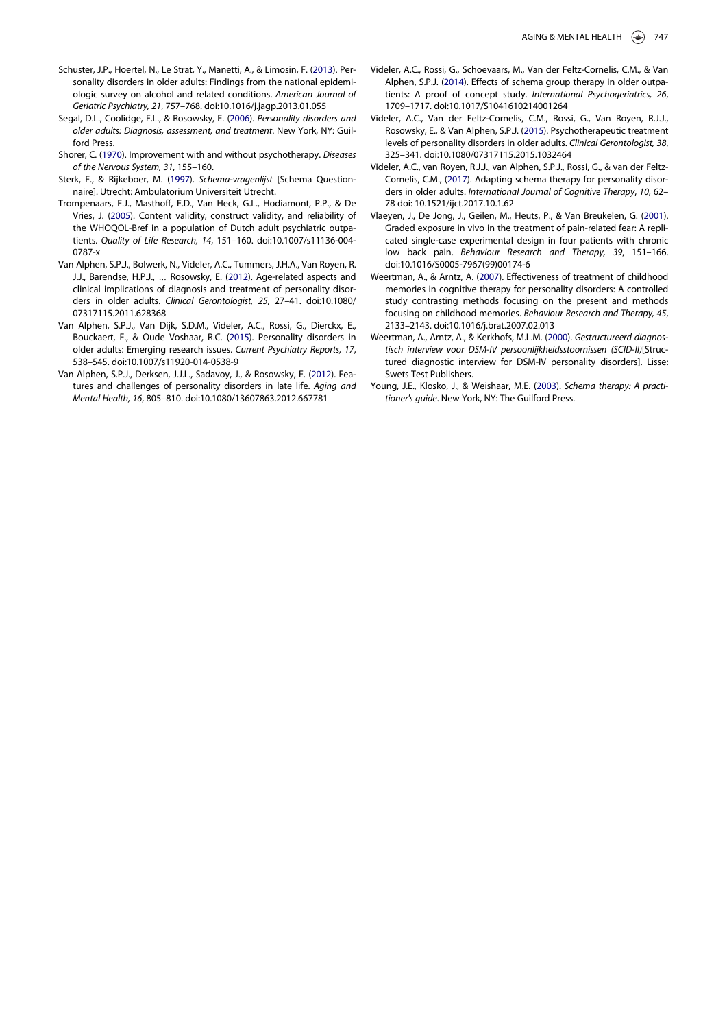Schuster, J.P., Hoertel, N., Le Strat, Y., Manetti, A., & Limosin, F. (2013). Personality disorders in older adults: Findings from the national epidemiologic survey on alcohol and related conditions. *American Journal of Geriatric Psychiatry, 21*, 757–768. doi:10.1016/j.jagp.2013.01.055

Segal, D.L., Coolidge, F.L., & Rosowsky, E. (2006). *Personality disorders and older adults: Diagnosis, assessment, and treatment*. New York, NY: Guilford Press.

Shorer, C. (1970). Improvement with and without psychotherapy. *Diseases of the Nervous System, 31*, 155–160.

Sterk, F., & Rijkeboer, M. (1997). *Schema-vragenlijst* [Schema Questionnaire]. Utrecht: Ambulatorium Universiteit Utrecht.

Trompenaars, F.J., Masthoff, E.D., Van Heck, G.L., Hodiamont, P.P., & De Vries, J. (2005). Content validity, construct validity, and reliability of the WHOQOL-Bref in a population of Dutch adult psychiatric outpatients. *Quality of Life Research, 14*, 151–160. doi:10.1007/s11136-004-0787-x

Van Alphen, S.P.J., Bolwerk, N., Videler, A.C., Tummers, J.H.A., Van Royen, R.J.J., Barendse, H.P.J., … Rosowsky, E. (2012). Age-related aspects and clinical implications of diagnosis and treatment of personality disorders in older adults. *Clinical Gerontologist, 25*, 27–41. doi:10.1080/07317115.2011.628368

Van Alphen, S.P.J., Van Dijk, S.D.M., Videler, A.C., Rossi, G., Dierckx, E., Bouckaert, F., & Oude Voshaar, R.C. (2015). Personality disorders in older adults: Emerging research issues. *Current Psychiatry Reports, 17*, 538–545. doi:10.1007/s11920-014-0538-9

Van Alphen, S.P.J., Derksen, J.J.L., Sadavoy, J., & Rosowsky, E. (2012). Features and challenges of personality disorders in late life. *Aging and Mental Health, 16*, 805–810. doi:10.1080/13607863.2012.667781

Videler, A.C., Rossi, G., Schoevaars, M., Van der Feltz-Cornelis, C.M., & Van Alphen, S.P.J. (2014). Effects of schema group therapy in older outpatients: A proof of concept study. *International Psychogeriatrics, 26*, 1709–1717. doi:10.1017/S1041610214001264

Videler, A.C., Van der Feltz-Cornelis, C.M., Rossi, G., Van Royen, R.J.J., Rosowsky, E., & Van Alphen, S.P.J. (2015). Psychotherapeutic treatment levels of personality disorders in older adults. *Clinical Gerontologist, 38*, 325–341. doi:10.1080/07317115.2015.1032464

Videler, A.C., van Royen, R.J.J., van Alphen, S.P.J., Rossi, G., & van der Feltz-Cornelis, C.M., (2017). Adapting schema therapy for personality disorders in older adults. *International Journal of Cognitive Therapy*, *10*, 62–78 doi: 10.1521/ijct.2017.10.1.62

Vlaeyen, J., De Jong, J., Geilen, M., Heuts, P., & Van Breukelen, G. (2001). Graded exposure in vivo in the treatment of pain-related fear: A replicated single-case experimental design in four patients with chronic low back pain. *Behaviour Research and Therapy, 39*, 151–166. doi:10.1016/S0005-7967(99)00174-6

Weertman, A., & Arntz, A. (2007). Effectiveness of treatment of childhood memories in cognitive therapy for personality disorders: A controlled study contrasting methods focusing on the present and methods focusing on childhood memories. *Behaviour Research and Therapy, 45*, 2133–2143. doi:10.1016/j.brat.2007.02.013

Weertman, A., Arntz, A., & Kerkhofs, M.L.M. (2000). *Gestructureerd diagnostisch interview voor DSM-IV persoonlijkheidsstoornissen (SCID-II)*[Structured diagnostic interview for DSM-IV personality disorders]. Lisse: Swets Test Publishers.

Young, J.E., Klosko, J., & Weishaar, M.E. (2003). *Schema therapy: A practitioner's guide*. New York, NY: The Guilford Press.